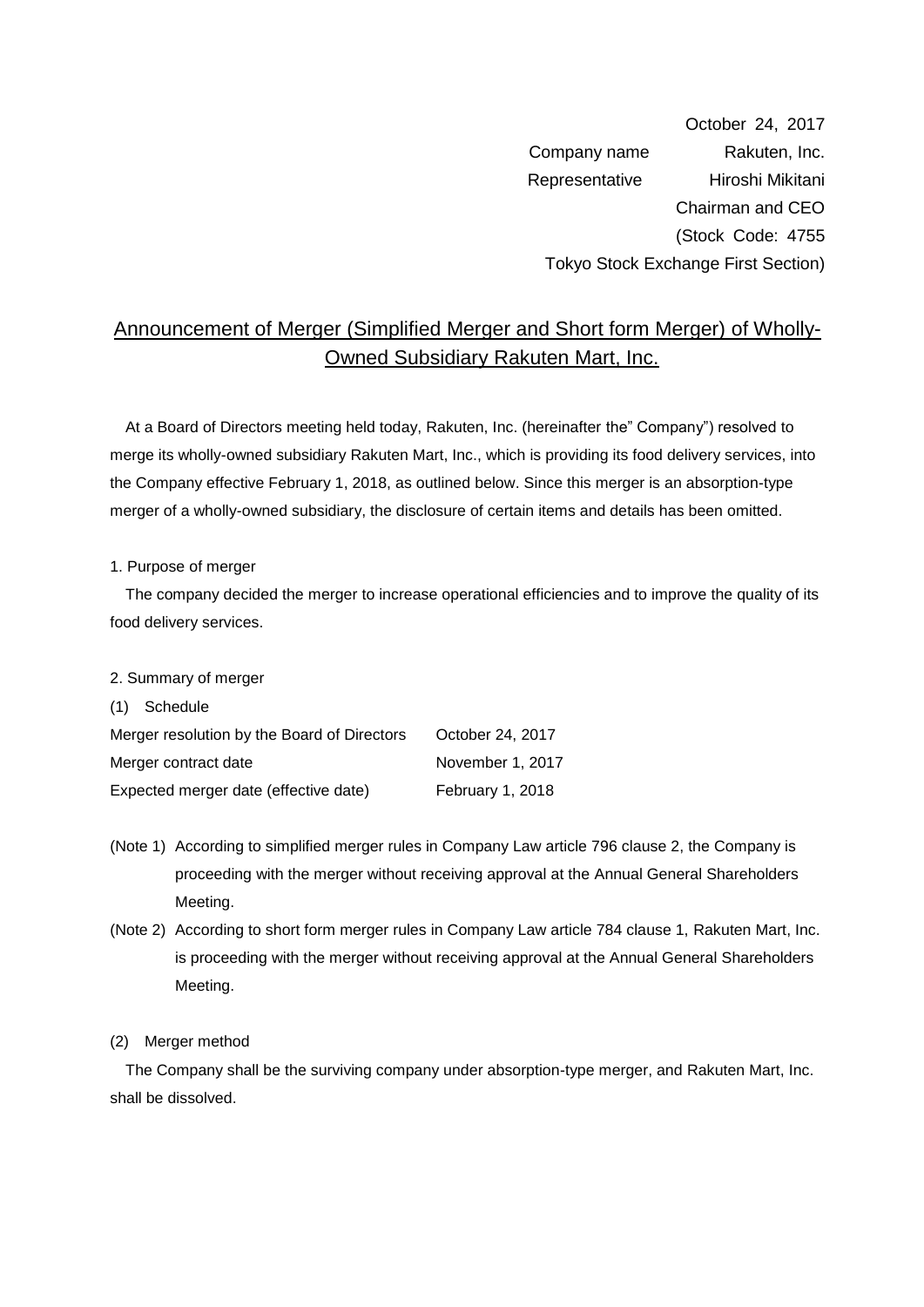October 24, 2017

Company name Rakuten, Inc.

Representative Hiroshi Mikitani

Chairman and CEO

(Stock Code: 4755

Tokyo Stock Exchange First Section)

# Announcement of Merger (Simplified Merger and Short form Merger) of Wholly-Owned Subsidiary Rakuten Mart, Inc.

At a Board of Directors meeting held today, Rakuten, Inc. (hereinafter the" Company") resolved to merge its wholly-owned subsidiary Rakuten Mart, Inc., which is providing its food delivery services, into the Company effective February 1, 2018, as outlined below. Since this merger is an absorption-type merger of a wholly-owned subsidiary, the disclosure of certain items and details has been omitted.

1. Purpose of merger

The company decided the merger to increase operational efficiencies and to improve the quality of its food delivery services.

2. Summary of merger

(1) Schedule

| | |
|---|---|
| Merger resolution by the Board of Directors | October 24, 2017 |
| Merger contract date | November 1, 2017 |
| Expected merger date (effective date) | February 1, 2018 |

(Note 1) According to simplified merger rules in Company Law article 796 clause 2, the Company is proceeding with the merger without receiving approval at the Annual General Shareholders Meeting.

(Note 2) According to short form merger rules in Company Law article 784 clause 1, Rakuten Mart, Inc. is proceeding with the merger without receiving approval at the Annual General Shareholders Meeting.

(2) Merger method

The Company shall be the surviving company under absorption-type merger, and Rakuten Mart, Inc. shall be dissolved.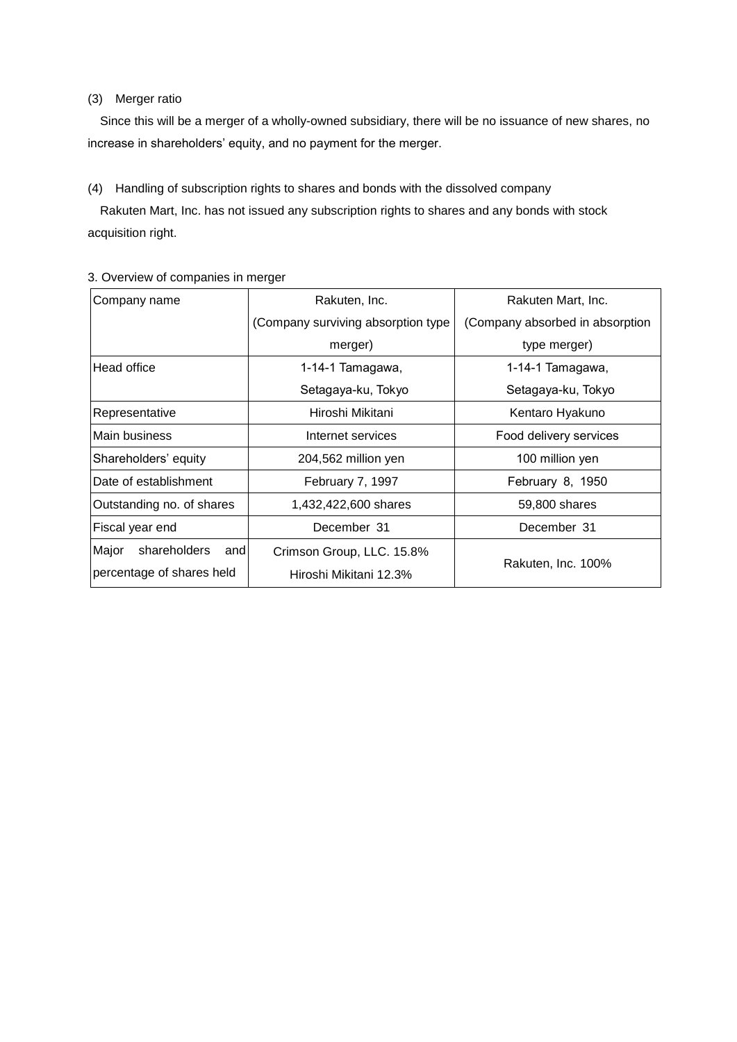(3) Merger ratio

Since this will be a merger of a wholly-owned subsidiary, there will be no issuance of new shares, no increase in shareholders' equity, and no payment for the merger.

(4) Handling of subscription rights to shares and bonds with the dissolved company

Rakuten Mart, Inc. has not issued any subscription rights to shares and any bonds with stock acquisition right.

3. Overview of companies in merger

| Company name | Rakuten, Inc. (Company surviving absorption type merger) | Rakuten Mart, Inc. (Company absorbed in absorption type merger) |
|---|---|---|
| Head office | 1-14-1 Tamagawa, Setagaya-ku, Tokyo | 1-14-1 Tamagawa, Setagaya-ku, Tokyo |
| Representative | Hiroshi Mikitani | Kentaro Hyakuno |
| Main business | Internet services | Food delivery services |
| Shareholders' equity | 204,562 million yen | 100 million yen |
| Date of establishment | February 7, 1997 | February 8, 1950 |
| Outstanding no. of shares | 1,432,422,600 shares | 59,800 shares |
| Fiscal year end | December 31 | December 31 |
| Major shareholders and percentage of shares held | Crimson Group, LLC. 15.8%<br>Hiroshi Mikitani 12.3% | Rakuten, Inc. 100% |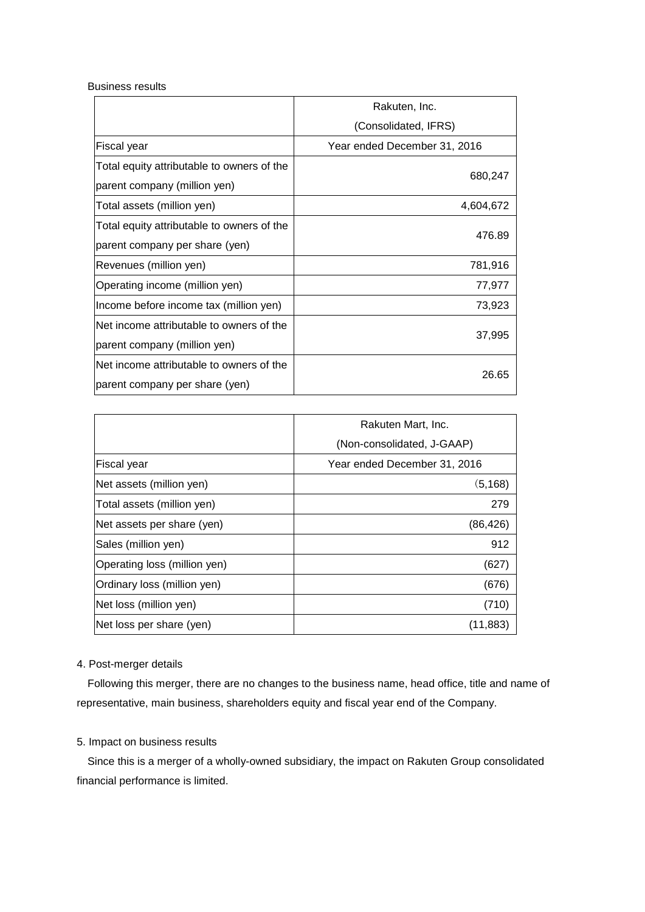Business results

| | Rakuten, Inc. (Consolidated, IFRS) |
|---|---|
| Fiscal year | Year ended December 31, 2016 |
| Total equity attributable to owners of the parent company (million yen) | 680,247 |
| Total assets (million yen) | 4,604,672 |
| Total equity attributable to owners of the parent company per share (yen) | 476.89 |
| Revenues (million yen) | 781,916 |
| Operating income (million yen) | 77,977 |
| Income before income tax (million yen) | 73,923 |
| Net income attributable to owners of the parent company (million yen) | 37,995 |
| Net income attributable to owners of the parent company per share (yen) | 26.65 |

| | Rakuten Mart, Inc. (Non-consolidated, J-GAAP) |
|---|---|
| Fiscal year | Year ended December 31, 2016 |
| Net assets (million yen) | （5,168) |
| Total assets (million yen) | 279 |
| Net assets per share (yen) | (86,426) |
| Sales (million yen) | 912 |
| Operating loss (million yen) | (627) |
| Ordinary loss (million yen) | (676) |
| Net loss (million yen) | (710) |
| Net loss per share (yen) | (11,883) |

4. Post-merger details

Following this merger, there are no changes to the business name, head office, title and name of representative, main business, shareholders equity and fiscal year end of the Company.

5. Impact on business results

Since this is a merger of a wholly-owned subsidiary, the impact on Rakuten Group consolidated financial performance is limited.